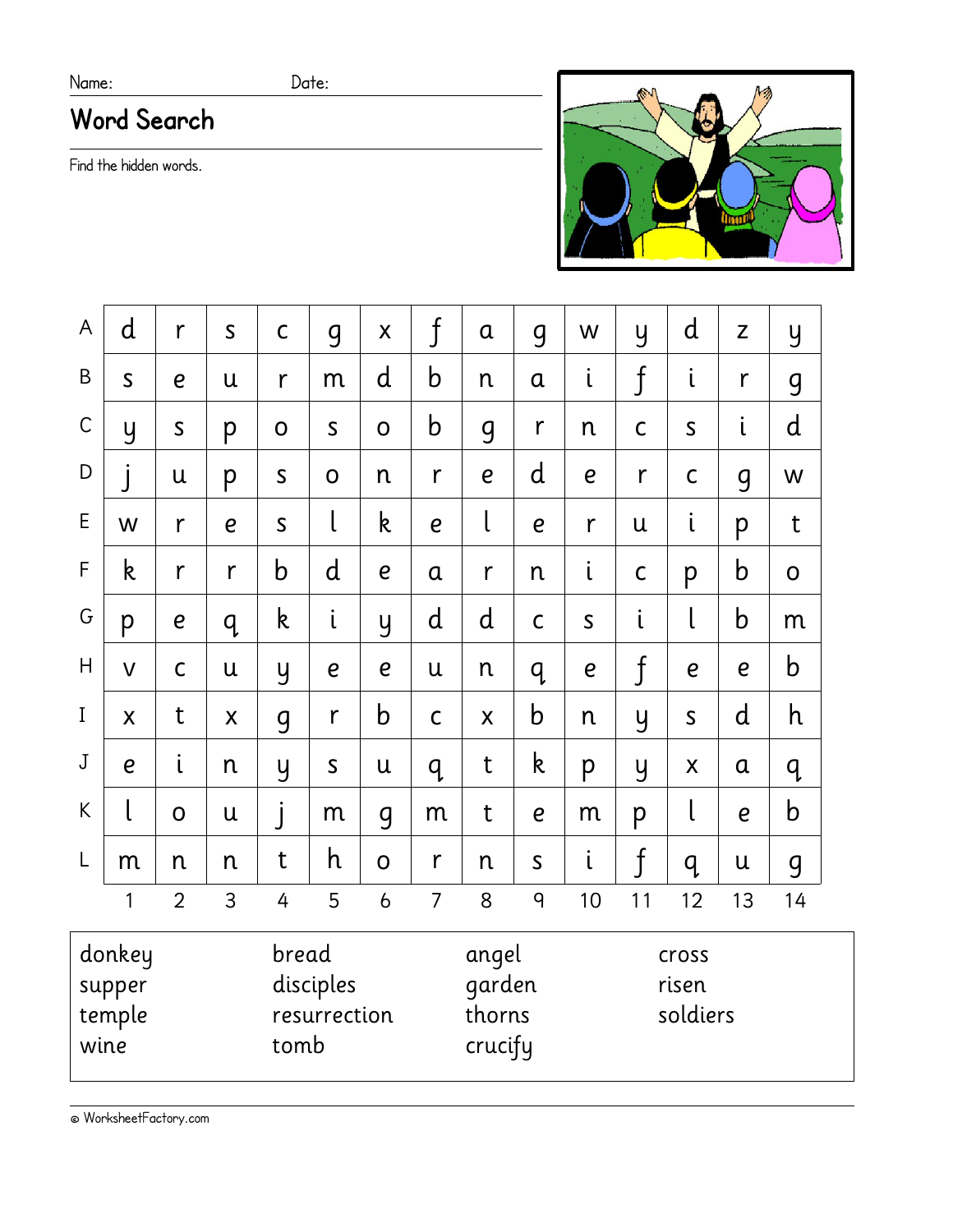Name: Date:

# Word Search

Find the hidden words.

| | 1 | 2 | 3 | 4 | 5 | 6 | 7 | 8 | 9 | 10 | 11 | 12 | 13 | 14 |
|---|---|---|---|---|---|---|---|---|---|---|---|---|---|---|
| A | d | r | s | c | g | x | f | a | g | w | y | d | z | y |
| B | s | e | u | r | m | d | b | n | a | i | f | i | r | g |
| C | y | s | p | o | s | o | b | g | r | n | c | s | i | d |
| D | j | u | p | s | o | n | r | e | d | e | r | c | g | w |
| E | w | r | e | s | l | k | e | l | e | r | u | i | p | t |
| F | k | r | r | b | d | e | a | r | n | i | c | p | b | o |
| G | p | e | q | k | i | y | d | d | c | s | i | l | b | m |
| H | v | c | u | y | e | e | u | n | q | e | f | e | e | b |
| I | x | t | x | g | r | b | c | x | b | n | y | s | d | h |
| J | e | i | n | y | s | u | q | t | k | p | y | x | a | q |
| K | l | o | u | j | m | g | m | t | e | m | p | l | e | b |
| L | m | n | n | t | h | o | r | n | s | i | f | q | u | g |

| | | | |
|---|---|---|---|
| donkey | bread | angel | cross |
| supper | disciples | garden | risen |
| temple | resurrection | thorns | soldiers |
| wine | tomb | crucify | |

© WorksheetFactory.com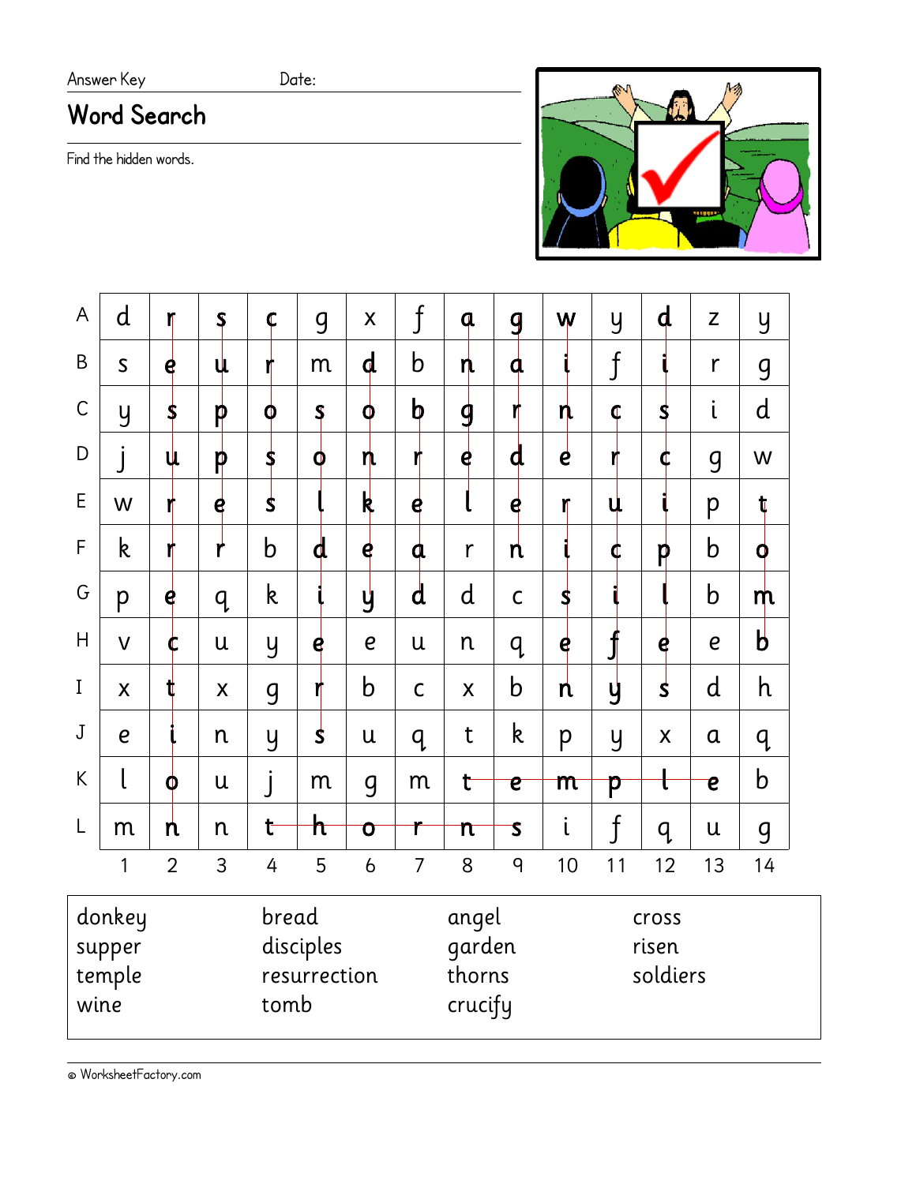Answer Key Date:

# Word Search

Find the hidden words.

| | 1 | 2 | 3 | 4 | 5 | 6 | 7 | 8 | 9 | 10 | 11 | 12 | 13 | 14 |
|---|---|---|---|---|---|---|---|---|---|---|---|---|---|---|
| A | d | r | s | c | g | x | f | a | g | w | y | d | z | y |
| B | s | e | u | r | m | d | b | n | a | i | f | i | r | g |
| C | y | s | p | o | s | o | b | g | r | n | c | s | i | d |
| D | j | u | p | s | o | n | r | e | d | e | r | c | g | w |
| E | w | r | e | s | l | k | e | l | e | r | u | i | p | t |
| F | k | r | r | b | d | e | a | r | n | i | c | p | b | o |
| G | p | e | q | k | i | y | d | d | c | s | i | l | b | m |
| H | v | c | u | y | e | e | u | n | q | e | f | e | e | b |
| I | x | t | x | g | r | b | c | x | b | n | y | s | d | h |
| J | e | i | n | y | s | u | q | t | k | p | y | x | a | q |
| K | l | o | u | j | m | g | m | t | e | m | p | l | e | b |
| L | m | n | n | t | h | o | r | n | s | i | f | q | u | g |

| | | | |
|---|---|---|---|
| donkey | bread | angel | cross |
| supper | disciples | garden | risen |
| temple | resurrection | thorns | soldiers |
| wine | tomb | crucify | |